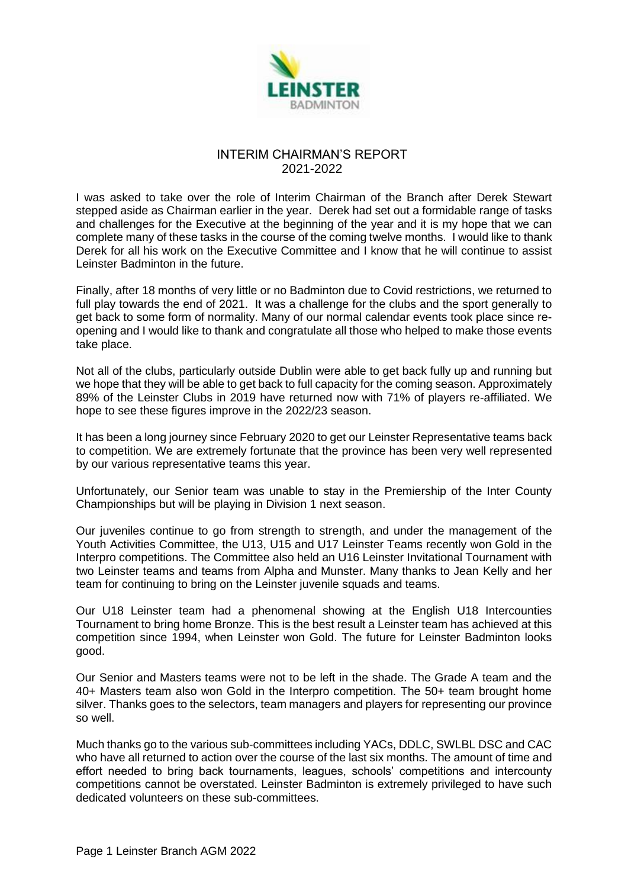# INTERIM CHAIRMAN'S REPORT
## 2021-2022

I was asked to take over the role of Interim Chairman of the Branch after Derek Stewart stepped aside as Chairman earlier in the year. Derek had set out a formidable range of tasks and challenges for the Executive at the beginning of the year and it is my hope that we can complete many of these tasks in the course of the coming twelve months. I would like to thank Derek for all his work on the Executive Committee and I know that he will continue to assist Leinster Badminton in the future.

Finally, after 18 months of very little or no Badminton due to Covid restrictions, we returned to full play towards the end of 2021. It was a challenge for the clubs and the sport generally to get back to some form of normality. Many of our normal calendar events took place since re-opening and I would like to thank and congratulate all those who helped to make those events take place.

Not all of the clubs, particularly outside Dublin were able to get back fully up and running but we hope that they will be able to get back to full capacity for the coming season. Approximately 89% of the Leinster Clubs in 2019 have returned now with 71% of players re-affiliated. We hope to see these figures improve in the 2022/23 season.

It has been a long journey since February 2020 to get our Leinster Representative teams back to competition. We are extremely fortunate that the province has been very well represented by our various representative teams this year.

Unfortunately, our Senior team was unable to stay in the Premiership of the Inter County Championships but will be playing in Division 1 next season.

Our juveniles continue to go from strength to strength, and under the management of the Youth Activities Committee, the U13, U15 and U17 Leinster Teams recently won Gold in the Interpro competitions. The Committee also held an U16 Leinster Invitational Tournament with two Leinster teams and teams from Alpha and Munster. Many thanks to Jean Kelly and her team for continuing to bring on the Leinster juvenile squads and teams.

Our U18 Leinster team had a phenomenal showing at the English U18 Intercounties Tournament to bring home Bronze. This is the best result a Leinster team has achieved at this competition since 1994, when Leinster won Gold. The future for Leinster Badminton looks good.

Our Senior and Masters teams were not to be left in the shade. The Grade A team and the 40+ Masters team also won Gold in the Interpro competition. The 50+ team brought home silver. Thanks goes to the selectors, team managers and players for representing our province so well.

Much thanks go to the various sub-committees including YACs, DDLC, SWLBL DSC and CAC who have all returned to action over the course of the last six months. The amount of time and effort needed to bring back tournaments, leagues, schools' competitions and intercounty competitions cannot be overstated. Leinster Badminton is extremely privileged to have such dedicated volunteers on these sub-committees.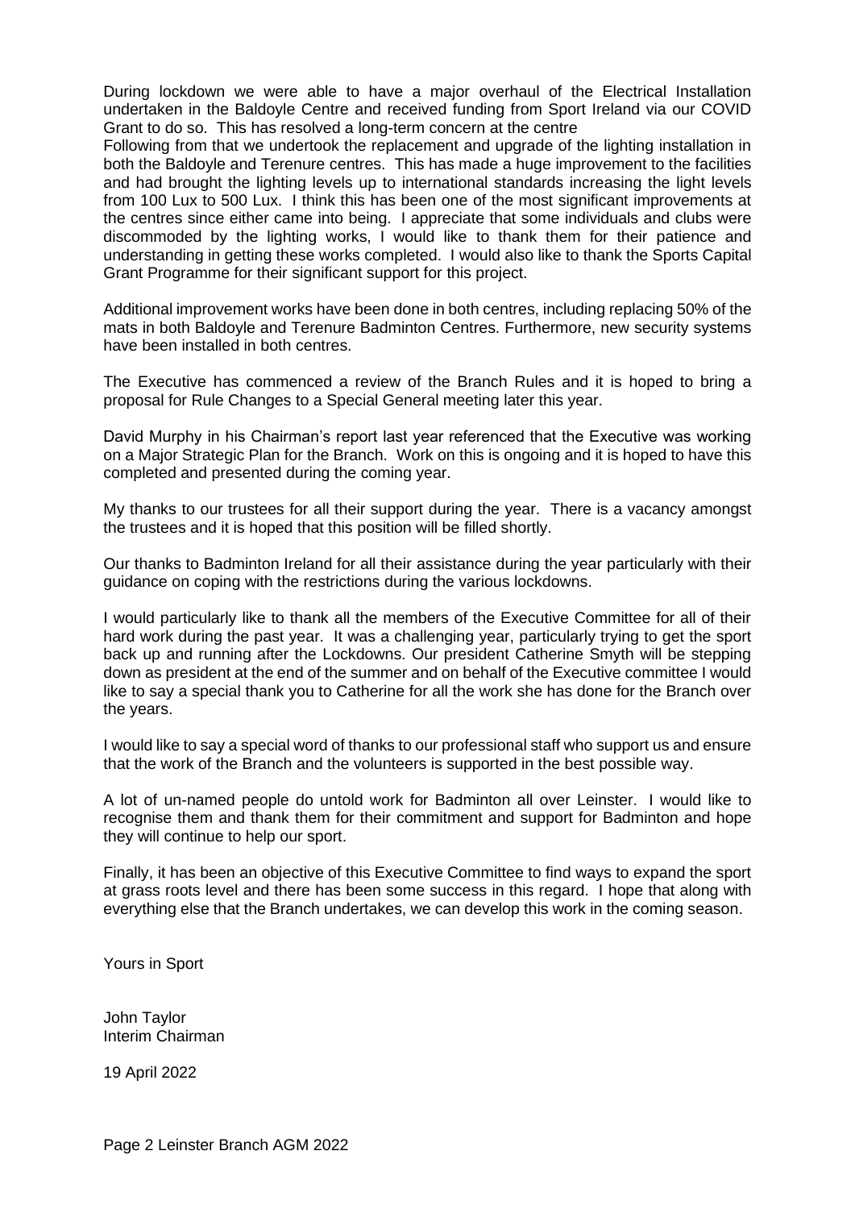During lockdown we were able to have a major overhaul of the Electrical Installation undertaken in the Baldoyle Centre and received funding from Sport Ireland via our COVID Grant to do so. This has resolved a long-term concern at the centre

Following from that we undertook the replacement and upgrade of the lighting installation in both the Baldoyle and Terenure centres. This has made a huge improvement to the facilities and had brought the lighting levels up to international standards increasing the light levels from 100 Lux to 500 Lux. I think this has been one of the most significant improvements at the centres since either came into being. I appreciate that some individuals and clubs were discommoded by the lighting works, I would like to thank them for their patience and understanding in getting these works completed. I would also like to thank the Sports Capital Grant Programme for their significant support for this project.

Additional improvement works have been done in both centres, including replacing 50% of the mats in both Baldoyle and Terenure Badminton Centres. Furthermore, new security systems have been installed in both centres.

The Executive has commenced a review of the Branch Rules and it is hoped to bring a proposal for Rule Changes to a Special General meeting later this year.

David Murphy in his Chairman's report last year referenced that the Executive was working on a Major Strategic Plan for the Branch. Work on this is ongoing and it is hoped to have this completed and presented during the coming year.

My thanks to our trustees for all their support during the year. There is a vacancy amongst the trustees and it is hoped that this position will be filled shortly.

Our thanks to Badminton Ireland for all their assistance during the year particularly with their guidance on coping with the restrictions during the various lockdowns.

I would particularly like to thank all the members of the Executive Committee for all of their hard work during the past year. It was a challenging year, particularly trying to get the sport back up and running after the Lockdowns. Our president Catherine Smyth will be stepping down as president at the end of the summer and on behalf of the Executive committee I would like to say a special thank you to Catherine for all the work she has done for the Branch over the years.

I would like to say a special word of thanks to our professional staff who support us and ensure that the work of the Branch and the volunteers is supported in the best possible way.

A lot of un-named people do untold work for Badminton all over Leinster. I would like to recognise them and thank them for their commitment and support for Badminton and hope they will continue to help our sport.

Finally, it has been an objective of this Executive Committee to find ways to expand the sport at grass roots level and there has been some success in this regard. I hope that along with everything else that the Branch undertakes, we can develop this work in the coming season.

Yours in Sport

John Taylor
Interim Chairman

19 April 2022